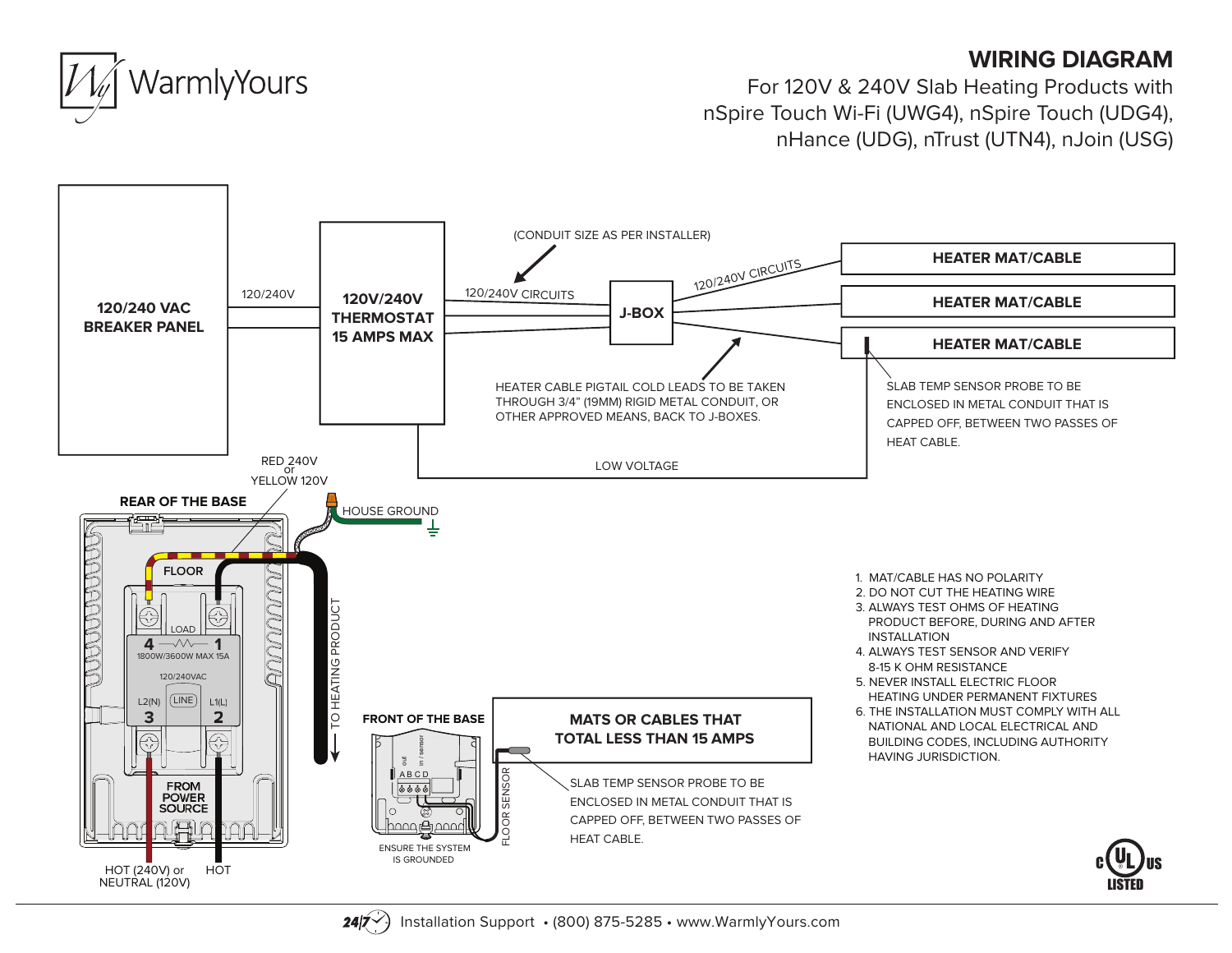WarmlyYours

# WIRING DIAGRAM

For 120V & 240V Slab Heating Products with nSpire Touch Wi-Fi (UWG4), nSpire Touch (UDG4), nHance (UDG), nTrust (UTN4), nJoin (USG)

**120/240 VAC BREAKER PANEL**

120/240V

**120V/240V THERMOSTAT 15 AMPS MAX**

(CONDUIT SIZE AS PER INSTALLER)

120/240V CIRCUITS

**J-BOX**

120/240V CIRCUITS

**HEATER MAT/CABLE**

**HEATER MAT/CABLE**

**HEATER MAT/CABLE**

HEATER CABLE PIGTAIL COLD LEADS TO BE TAKEN THROUGH 3/4" (19MM) RIGID METAL CONDUIT, OR OTHER APPROVED MEANS, BACK TO J-BOXES.

SLAB TEMP SENSOR PROBE TO BE ENCLOSED IN METAL CONDUIT THAT IS CAPPED OFF, BETWEEN TWO PASSES OF HEAT CABLE.

LOW VOLTAGE

RED 240V or YELLOW 120V

**REAR OF THE BASE**

HOUSE GROUND

**FLOOR**

LOAD

4 1

1800W/3600W MAX 15A

120/240VAC

L2(N) LINE L1(L)

3 2

**FROM POWER SOURCE**

HOT (240V) or NEUTRAL (120V)

HOT

TO HEATING PRODUCT

**FRONT OF THE BASE**

out in / sensor

A B C D

ENSURE THE SYSTEM IS GROUNDED

FLOOR SENSOR

**MATS OR CABLES THAT TOTAL LESS THAN 15 AMPS**

SLAB TEMP SENSOR PROBE TO BE ENCLOSED IN METAL CONDUIT THAT IS CAPPED OFF, BETWEEN TWO PASSES OF HEAT CABLE.

1. MAT/CABLE HAS NO POLARITY
2. DO NOT CUT THE HEATING WIRE
3. ALWAYS TEST OHMS OF HEATING PRODUCT BEFORE, DURING AND AFTER INSTALLATION
4. ALWAYS TEST SENSOR AND VERIFY 8-15 K OHM RESISTANCE
5. NEVER INSTALL ELECTRIC FLOOR HEATING UNDER PERMANENT FIXTURES
6. THE INSTALLATION MUST COMPLY WITH ALL NATIONAL AND LOCAL ELECTRICAL AND BUILDING CODES, INCLUDING AUTHORITY HAVING JURISDICTION.

c UL US LISTED

24/7 Installation Support • (800) 875-5285 • www.WarmlyYours.com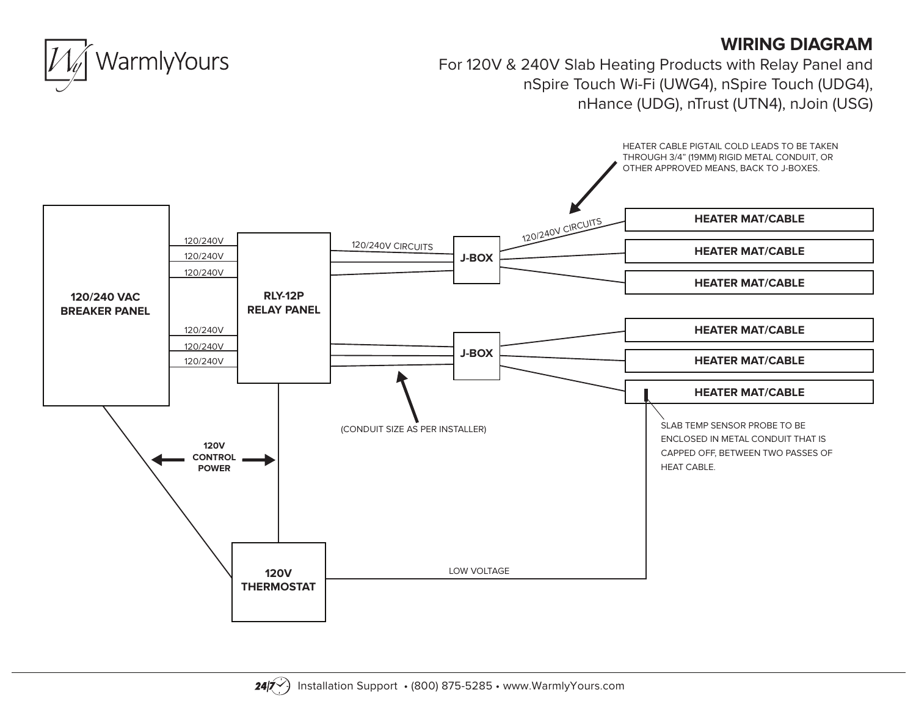WarmlyYours

# WIRING DIAGRAM

For 120V & 240V Slab Heating Products with Relay Panel and nSpire Touch Wi-Fi (UWG4), nSpire Touch (UDG4), nHance (UDG), nTrust (UTN4), nJoin (USG)

HEATER CABLE PIGTAIL COLD LEADS TO BE TAKEN THROUGH 3/4" (19MM) RIGID METAL CONDUIT, OR OTHER APPROVED MEANS, BACK TO J-BOXES.

**120/240 VAC BREAKER PANEL**

120/240V
120/240V
120/240V
120/240V
120/240V
120/240V

**RLY-12P RELAY PANEL**

120/240V CIRCUITS

**J-BOX**

120/240V CIRCUITS

**HEATER MAT/CABLE**

**HEATER MAT/CABLE**

**HEATER MAT/CABLE**

**J-BOX**

**HEATER MAT/CABLE**

**HEATER MAT/CABLE**

**HEATER MAT/CABLE**

(CONDUIT SIZE AS PER INSTALLER)

SLAB TEMP SENSOR PROBE TO BE ENCLOSED IN METAL CONDUIT THAT IS CAPPED OFF, BETWEEN TWO PASSES OF HEAT CABLE.

**120V CONTROL POWER**

**120V THERMOSTAT**

LOW VOLTAGE

24/7 Installation Support • (800) 875-5285 • www.WarmlyYours.com